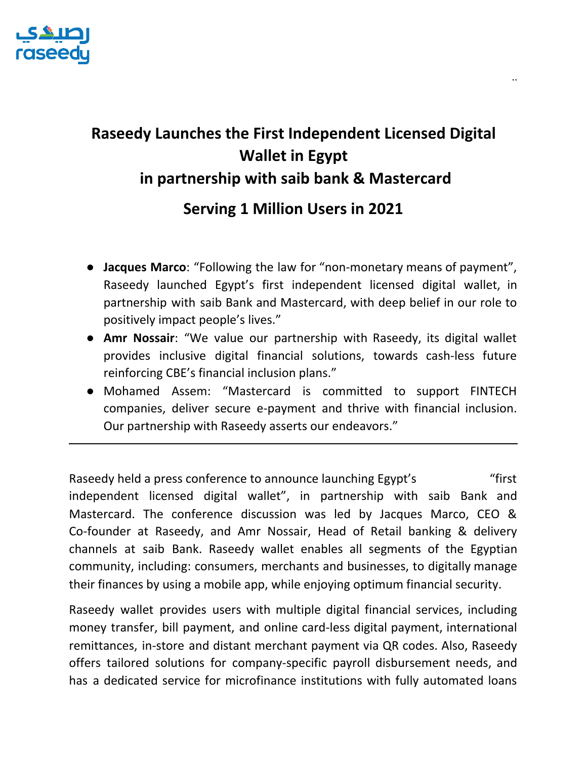# Raseedy Launches the First Independent Licensed Digital Wallet in Egypt
# in partnership with saib bank & Mastercard
# Serving 1 Million Users in 2021

- **Jacques Marco**: "Following the law for "non-monetary means of payment", Raseedy launched Egypt's first independent licensed digital wallet, in partnership with saib Bank and Mastercard, with deep belief in our role to positively impact people's lives."
- **Amr Nossair**: "We value our partnership with Raseedy, its digital wallet provides inclusive digital financial solutions, towards cash-less future reinforcing CBE's financial inclusion plans."
- Mohamed Assem: "Mastercard is committed to support FINTECH companies, deliver secure e-payment and thrive with financial inclusion. Our partnership with Raseedy asserts our endeavors."

---

Raseedy held a press conference to announce launching Egypt's "first independent licensed digital wallet", in partnership with saib Bank and Mastercard. The conference discussion was led by Jacques Marco, CEO & Co-founder at Raseedy, and Amr Nossair, Head of Retail banking & delivery channels at saib Bank. Raseedy wallet enables all segments of the Egyptian community, including: consumers, merchants and businesses, to digitally manage their finances by using a mobile app, while enjoying optimum financial security.

Raseedy wallet provides users with multiple digital financial services, including money transfer, bill payment, and online card-less digital payment, international remittances, in-store and distant merchant payment via QR codes. Also, Raseedy offers tailored solutions for company-specific payroll disbursement needs, and has a dedicated service for microfinance institutions with fully automated loans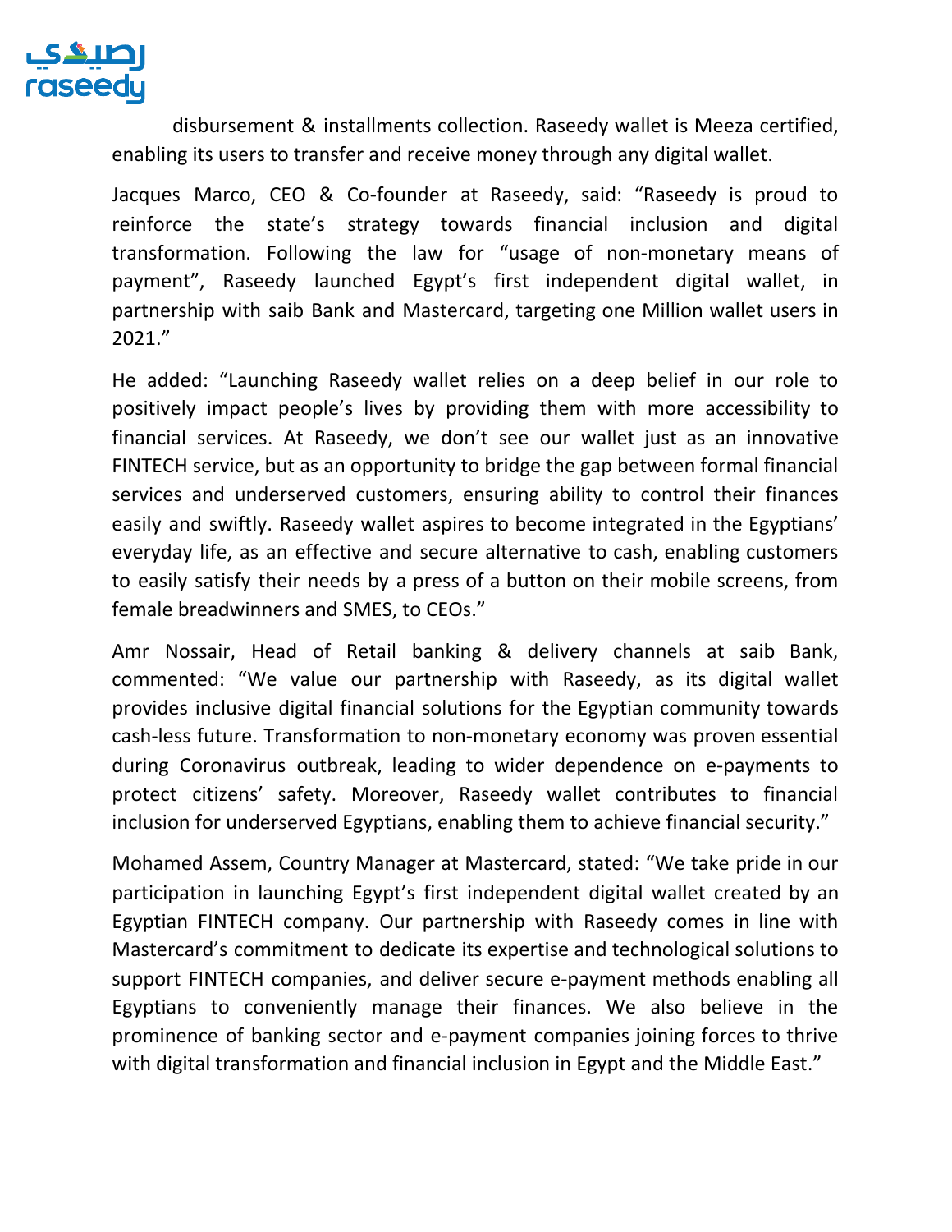disbursement & installments collection. Raseedy wallet is Meeza certified, enabling its users to transfer and receive money through any digital wallet.

Jacques Marco, CEO & Co-founder at Raseedy, said: “Raseedy is proud to reinforce the state’s strategy towards financial inclusion and digital transformation. Following the law for “usage of non-monetary means of payment”, Raseedy launched Egypt’s first independent digital wallet, in partnership with saib Bank and Mastercard, targeting one Million wallet users in 2021.”

He added: “Launching Raseedy wallet relies on a deep belief in our role to positively impact people’s lives by providing them with more accessibility to financial services. At Raseedy, we don’t see our wallet just as an innovative FINTECH service, but as an opportunity to bridge the gap between formal financial services and underserved customers, ensuring ability to control their finances easily and swiftly. Raseedy wallet aspires to become integrated in the Egyptians’ everyday life, as an effective and secure alternative to cash, enabling customers to easily satisfy their needs by a press of a button on their mobile screens, from female breadwinners and SMES, to CEOs.”

Amr Nossair, Head of Retail banking & delivery channels at saib Bank, commented: “We value our partnership with Raseedy, as its digital wallet provides inclusive digital financial solutions for the Egyptian community towards cash-less future. Transformation to non-monetary economy was proven essential during Coronavirus outbreak, leading to wider dependence on e-payments to protect citizens’ safety. Moreover, Raseedy wallet contributes to financial inclusion for underserved Egyptians, enabling them to achieve financial security.”

Mohamed Assem, Country Manager at Mastercard, stated: “We take pride in our participation in launching Egypt’s first independent digital wallet created by an Egyptian FINTECH company. Our partnership with Raseedy comes in line with Mastercard’s commitment to dedicate its expertise and technological solutions to support FINTECH companies, and deliver secure e-payment methods enabling all Egyptians to conveniently manage their finances. We also believe in the prominence of banking sector and e-payment companies joining forces to thrive with digital transformation and financial inclusion in Egypt and the Middle East.”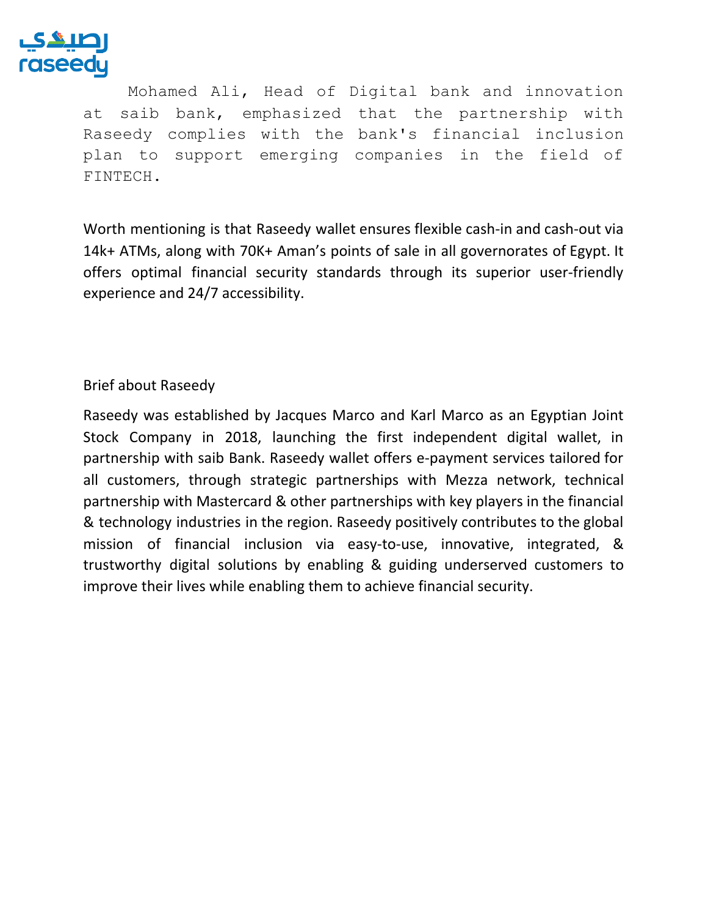Mohamed Ali, Head of Digital bank and innovation at saib bank, emphasized that the partnership with Raseedy complies with the bank's financial inclusion plan to support emerging companies in the field of FINTECH.

Worth mentioning is that Raseedy wallet ensures flexible cash-in and cash-out via 14k+ ATMs, along with 70K+ Aman's points of sale in all governorates of Egypt. It offers optimal financial security standards through its superior user-friendly experience and 24/7 accessibility.

Brief about Raseedy

Raseedy was established by Jacques Marco and Karl Marco as an Egyptian Joint Stock Company in 2018, launching the first independent digital wallet, in partnership with saib Bank. Raseedy wallet offers e-payment services tailored for all customers, through strategic partnerships with Mezza network, technical partnership with Mastercard & other partnerships with key players in the financial & technology industries in the region. Raseedy positively contributes to the global mission of financial inclusion via easy-to-use, innovative, integrated, & trustworthy digital solutions by enabling & guiding underserved customers to improve their lives while enabling them to achieve financial security.